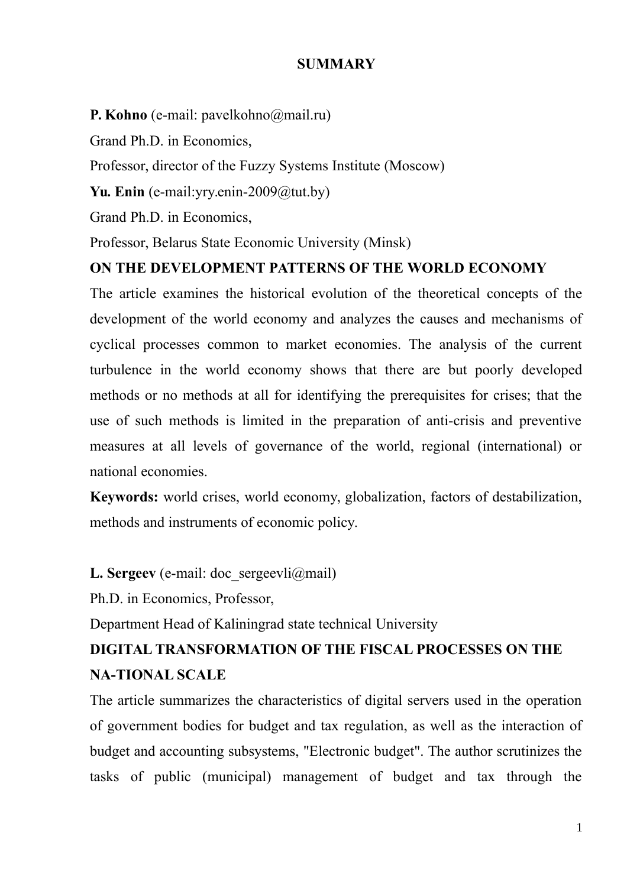# SUMMARY

**P. Kohno** (e-mail: pavelkohno@mail.ru)

Grand Ph.D. in Economics,

Professor, director of the Fuzzy Systems Institute (Moscow)

**Yu. Enin** (e-mail:yry.enin-2009@tut.by)

Grand Ph.D. in Economics,

Professor, Belarus State Economic University (Minsk)

**ON THE DEVELOPMENT PATTERNS OF THE WORLD ECONOMY**

The article examines the historical evolution of the theoretical concepts of the development of the world economy and analyzes the causes and mechanisms of cyclical processes common to market economies. The analysis of the current turbulence in the world economy shows that there are but poorly developed methods or no methods at all for identifying the prerequisites for crises; that the use of such methods is limited in the preparation of anti-crisis and preventive measures at all levels of governance of the world, regional (international) or national economies.

**Keywords:** world crises, world economy, globalization, factors of destabilization, methods and instruments of economic policy.

**L. Sergeev** (e-mail: doc_sergeevli@mail)

Ph.D. in Economics, Professor,

Department Head of Kaliningrad state technical University

**DIGITAL TRANSFORMATION OF THE FISCAL PROCESSES ON THE NA-TIONAL SCALE**

The article summarizes the characteristics of digital servers used in the operation of government bodies for budget and tax regulation, as well as the interaction of budget and accounting subsystems, "Electronic budget". The author scrutinizes the tasks of public (municipal) management of budget and tax through the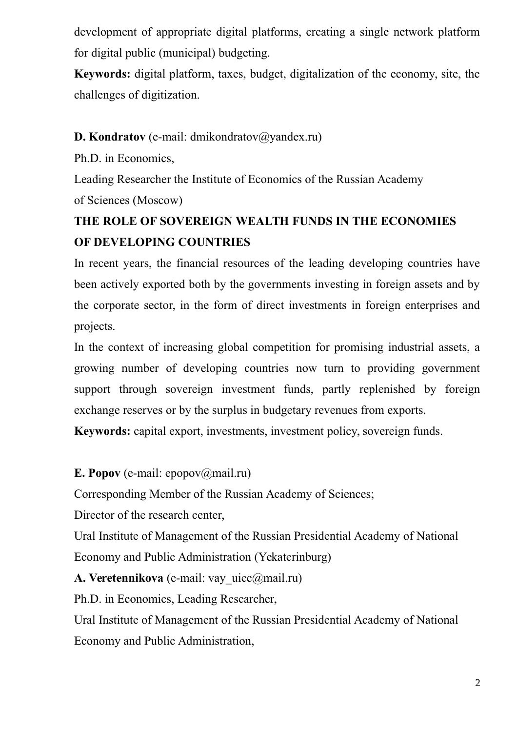development of appropriate digital platforms, creating a single network platform for digital public (municipal) budgeting.

**Keywords:** digital platform, taxes, budget, digitalization of the economy, site, the challenges of digitization.

**D. Kondratov** (e-mail: dmikondratov@yandex.ru)

Ph.D. in Economics,

Leading Researcher the Institute of Economics of the Russian Academy of Sciences (Moscow)

**THE ROLE OF SOVEREIGN WEALTH FUNDS IN THE ECONOMIES OF DEVELOPING COUNTRIES**

In recent years, the financial resources of the leading developing countries have been actively exported both by the governments investing in foreign assets and by the corporate sector, in the form of direct investments in foreign enterprises and projects.

In the context of increasing global competition for promising industrial assets, a growing number of developing countries now turn to providing government support through sovereign investment funds, partly replenished by foreign exchange reserves or by the surplus in budgetary revenues from exports.

**Keywords:** capital export, investments, investment policy, sovereign funds.

**E. Popov** (e-mail: epopov@mail.ru)

Corresponding Member of the Russian Academy of Sciences;

Director of the research center,

Ural Institute of Management of the Russian Presidential Academy of National Economy and Public Administration (Yekaterinburg)

**A. Veretennikova** (e-mail: vay_uiec@mail.ru)

Ph.D. in Economics, Leading Researcher,

Ural Institute of Management of the Russian Presidential Academy of National Economy and Public Administration,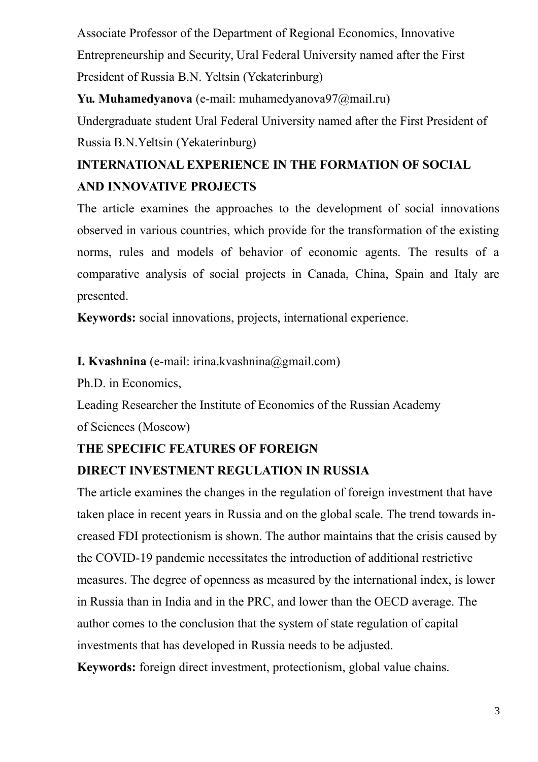Associate Professor of the Department of Regional Economics, Innovative Entrepreneurship and Security, Ural Federal University named after the First President of Russia B.N. Yeltsin (Yekaterinburg)

**Yu. Muhamedyanova** (e-mail: muhamedyanova97@mail.ru)

Undergraduate student Ural Federal University named after the First President of Russia B.N.Yeltsin (Yekaterinburg)

## INTERNATIONAL EXPERIENCE IN THE FORMATION OF SOCIAL AND INNOVATIVE PROJECTS

The article examines the approaches to the development of social innovations observed in various countries, which provide for the transformation of the existing norms, rules and models of behavior of economic agents. The results of a comparative analysis of social projects in Canada, China, Spain and Italy are presented.

**Keywords:** social innovations, projects, international experience.

**I. Kvashnina** (e-mail: irina.kvashnina@gmail.com)

Ph.D. in Economics,

Leading Researcher the Institute of Economics of the Russian Academy of Sciences (Moscow)

## THE SPECIFIC FEATURES OF FOREIGN DIRECT INVESTMENT REGULATION IN RUSSIA

The article examines the changes in the regulation of foreign investment that have taken place in recent years in Russia and on the global scale. The trend towards increased FDI protectionism is shown. The author maintains that the crisis caused by the COVID-19 pandemic necessitates the introduction of additional restrictive measures. The degree of openness as measured by the international index, is lower in Russia than in India and in the PRC, and lower than the OECD average. The author comes to the conclusion that the system of state regulation of capital investments that has developed in Russia needs to be adjusted.

**Keywords:** foreign direct investment, protectionism, global value chains.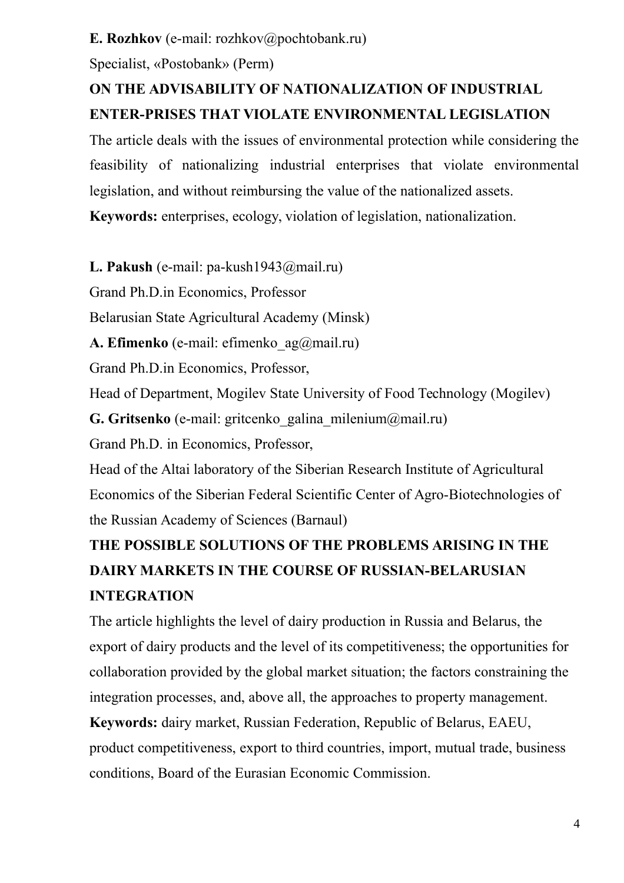**E. Rozhkov** (e-mail: rozhkov@pochtobank.ru)

Specialist, «Postobank» (Perm)

**ON THE ADVISABILITY OF NATIONALIZATION OF INDUSTRIAL ENTER-PRISES THAT VIOLATE ENVIRONMENTAL LEGISLATION**

The article deals with the issues of environmental protection while considering the feasibility of nationalizing industrial enterprises that violate environmental legislation, and without reimbursing the value of the nationalized assets.

**Keywords:** enterprises, ecology, violation of legislation, nationalization.

**L. Pakush** (e-mail: pa-kush1943@mail.ru)

Grand Ph.D.in Economics, Professor

Belarusian State Agricultural Academy (Minsk)

**A. Efimenko** (e-mail: efimenko_ag@mail.ru)

Grand Ph.D.in Economics, Professor,

Head of Department, Mogilev State University of Food Technology (Mogilev)

**G. Gritsenko** (e-mail: gritcenko_galina_milenium@mail.ru)

Grand Ph.D. in Economics, Professor,

Head of the Altai laboratory of the Siberian Research Institute of Agricultural Economics of the Siberian Federal Scientific Center of Agro-Biotechnologies of the Russian Academy of Sciences (Barnaul)

**THE POSSIBLE SOLUTIONS OF THE PROBLEMS ARISING IN THE DAIRY MARKETS IN THE COURSE OF RUSSIAN-BELARUSIAN INTEGRATION**

The article highlights the level of dairy production in Russia and Belarus, the export of dairy products and the level of its competitiveness; the opportunities for collaboration provided by the global market situation; the factors constraining the integration processes, and, above all, the approaches to property management.

**Keywords:** dairy market, Russian Federation, Republic of Belarus, EAEU, product competitiveness, export to third countries, import, mutual trade, business conditions, Board of the Eurasian Economic Commission.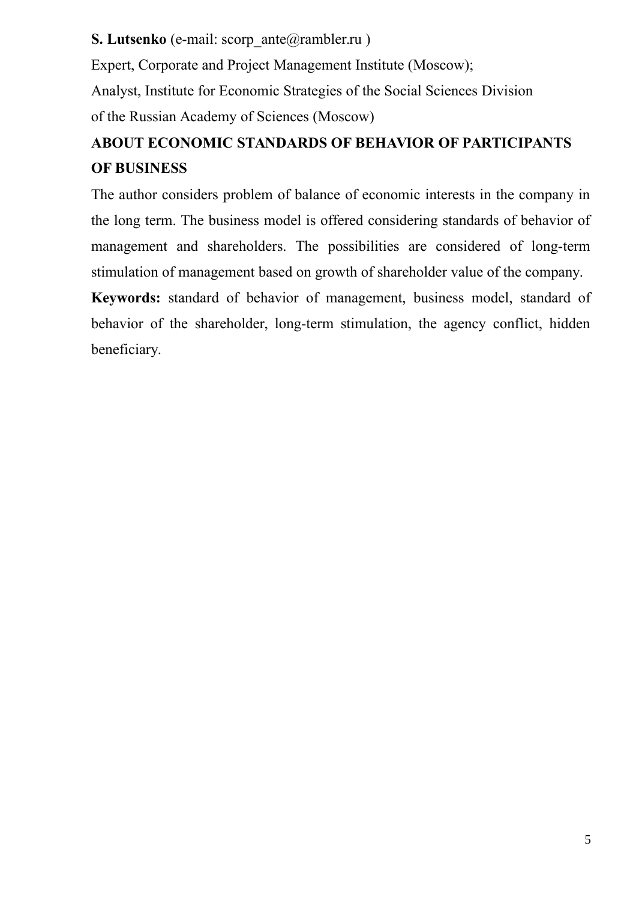**S. Lutsenko** (e-mail: scorp_ante@rambler.ru )

Expert, Corporate and Project Management Institute (Moscow);

Analyst, Institute for Economic Strategies of the Social Sciences Division of the Russian Academy of Sciences (Moscow)

## ABOUT ECONOMIC STANDARDS OF BEHAVIOR OF PARTICIPANTS OF BUSINESS

The author considers problem of balance of economic interests in the company in the long term. The business model is offered considering standards of behavior of management and shareholders. The possibilities are considered of long-term stimulation of management based on growth of shareholder value of the company.

**Keywords:** standard of behavior of management, business model, standard of behavior of the shareholder, long-term stimulation, the agency conflict, hidden beneficiary.